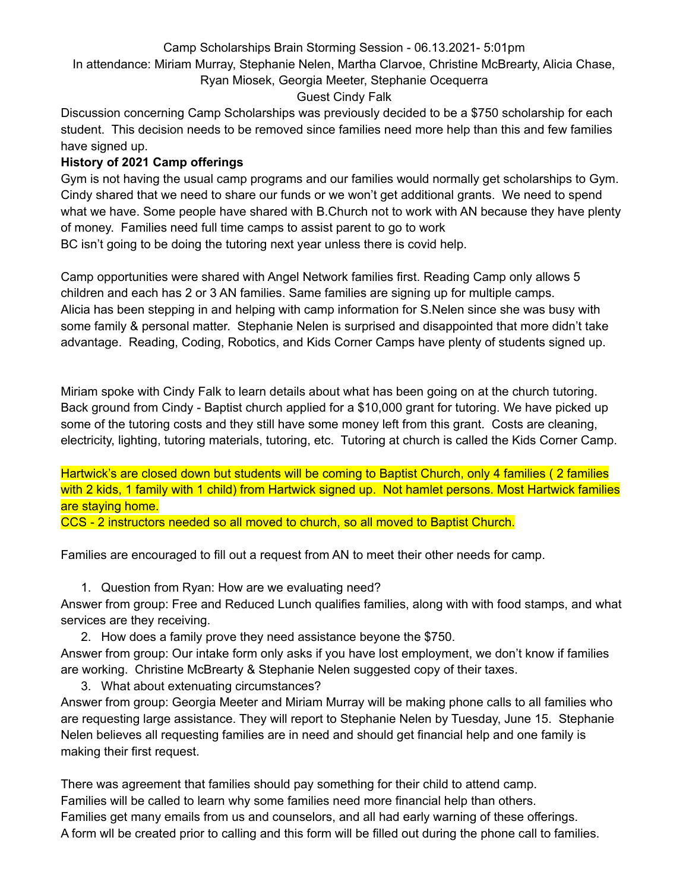Camp Scholarships Brain Storming Session - 06.13.2021- 5:01pm

In attendance: Miriam Murray, Stephanie Nelen, Martha Clarvoe, Christine McBrearty, Alicia Chase, Ryan Miosek, Georgia Meeter, Stephanie Ocequerra

Guest Cindy Falk

Discussion concerning Camp Scholarships was previously decided to be a $750 scholarship for each student. This decision needs to be removed since families need more help than this and few families have signed up.

**History of 2021 Camp offerings**

Gym is not having the usual camp programs and our families would normally get scholarships to Gym. Cindy shared that we need to share our funds or we won't get additional grants. We need to spend what we have. Some people have shared with B.Church not to work with AN because they have plenty of money. Families need full time camps to assist parent to go to work

BC isn't going to be doing the tutoring next year unless there is covid help.

Camp opportunities were shared with Angel Network families first. Reading Camp only allows 5 children and each has 2 or 3 AN families. Same families are signing up for multiple camps. Alicia has been stepping in and helping with camp information for S.Nelen since she was busy with some family & personal matter. Stephanie Nelen is surprised and disappointed that more didn't take advantage. Reading, Coding, Robotics, and Kids Corner Camps have plenty of students signed up.

Miriam spoke with Cindy Falk to learn details about what has been going on at the church tutoring. Back ground from Cindy - Baptist church applied for a $10,000 grant for tutoring. We have picked up some of the tutoring costs and they still have some money left from this grant. Costs are cleaning, electricity, lighting, tutoring materials, tutoring, etc. Tutoring at church is called the Kids Corner Camp.

Hartwick's are closed down but students will be coming to Baptist Church, only 4 families ( 2 families with 2 kids, 1 family with 1 child) from Hartwick signed up. Not hamlet persons. Most Hartwick families are staying home.

CCS - 2 instructors needed so all moved to church, so all moved to Baptist Church.

Families are encouraged to fill out a request from AN to meet their other needs for camp.

1. Question from Ryan: How are we evaluating need?

Answer from group: Free and Reduced Lunch qualifies families, along with with food stamps, and what services are they receiving.

2. How does a family prove they need assistance beyone the $750.

Answer from group: Our intake form only asks if you have lost employment, we don't know if families are working. Christine McBrearty & Stephanie Nelen suggested copy of their taxes.

3. What about extenuating circumstances?

Answer from group: Georgia Meeter and Miriam Murray will be making phone calls to all families who are requesting large assistance. They will report to Stephanie Nelen by Tuesday, June 15. Stephanie Nelen believes all requesting families are in need and should get financial help and one family is making their first request.

There was agreement that families should pay something for their child to attend camp.

Families will be called to learn why some families need more financial help than others.

Families get many emails from us and counselors, and all had early warning of these offerings.

A form wll be created prior to calling and this form will be filled out during the phone call to families.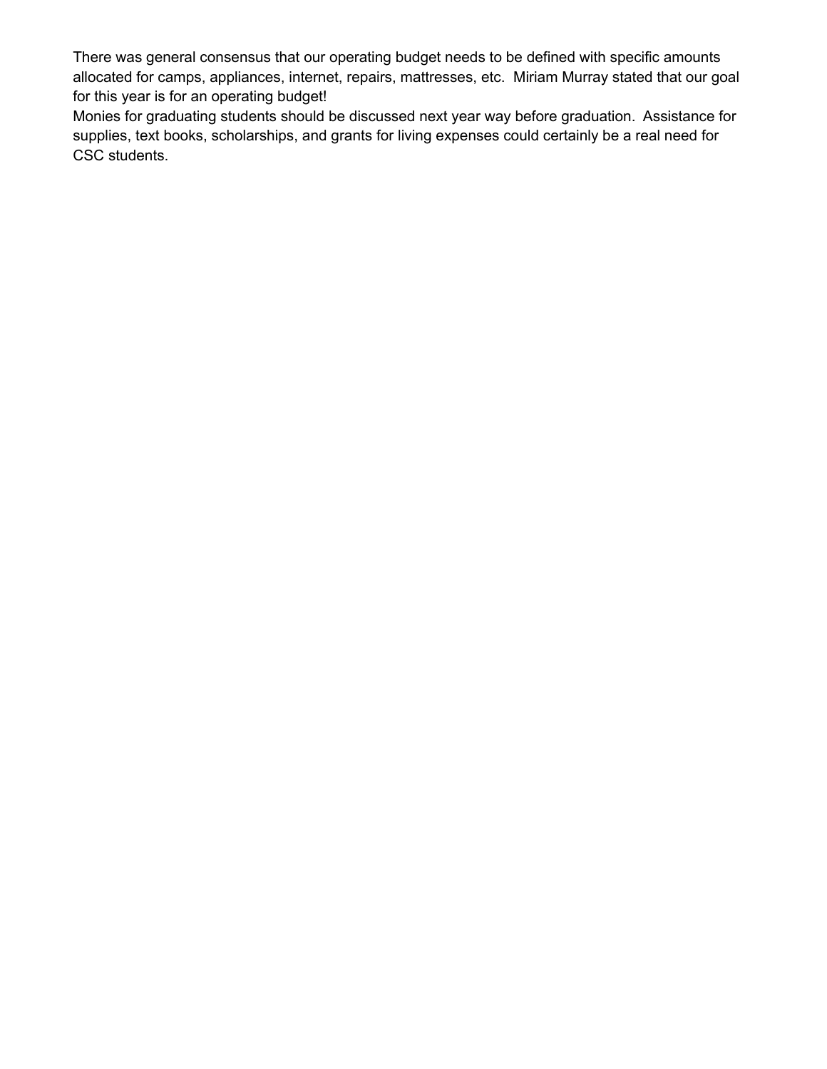There was general consensus that our operating budget needs to be defined with specific amounts allocated for camps, appliances, internet, repairs, mattresses, etc. Miriam Murray stated that our goal for this year is for an operating budget!

Monies for graduating students should be discussed next year way before graduation. Assistance for supplies, text books, scholarships, and grants for living expenses could certainly be a real need for CSC students.